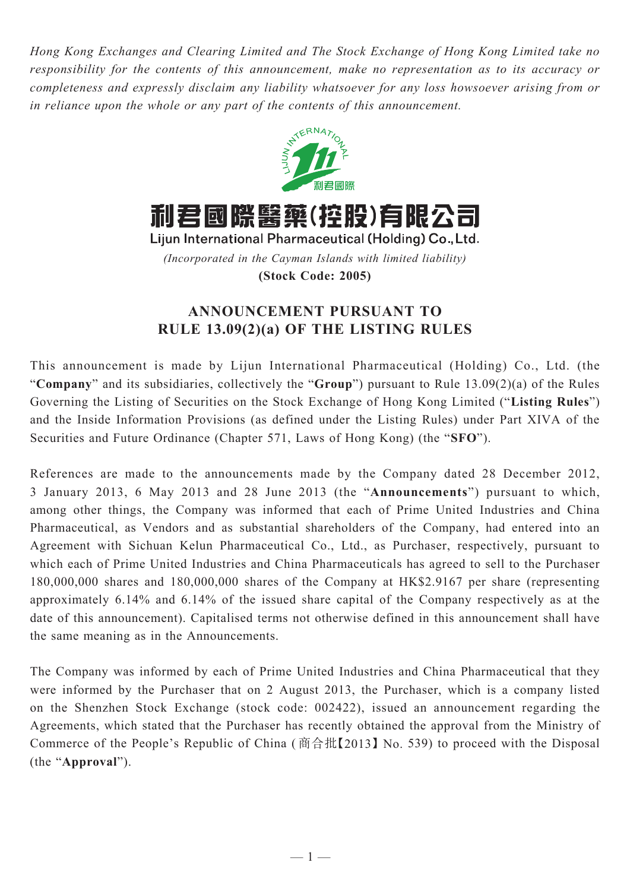*Hong Kong Exchanges and Clearing Limited and The Stock Exchange of Hong Kong Limited take no responsibility for the contents of this announcement, make no representation as to its accuracy or completeness and expressly disclaim any liability whatsoever for any loss howsoever arising from or in reliance upon the whole or any part of the contents of this announcement.*

# 利君國際醫藥(控股)有限公司

**Lijun International Pharmaceutical (Holding) Co., Ltd.**

*(Incorporated in the Cayman Islands with limited liability)*

**(Stock Code: 2005)**

## ANNOUNCEMENT PURSUANT TO RULE 13.09(2)(a) OF THE LISTING RULES

This announcement is made by Lijun International Pharmaceutical (Holding) Co., Ltd. (the "**Company**" and its subsidiaries, collectively the "**Group**") pursuant to Rule 13.09(2)(a) of the Rules Governing the Listing of Securities on the Stock Exchange of Hong Kong Limited ("**Listing Rules**") and the Inside Information Provisions (as defined under the Listing Rules) under Part XIVA of the Securities and Future Ordinance (Chapter 571, Laws of Hong Kong) (the "**SFO**").

References are made to the announcements made by the Company dated 28 December 2012, 3 January 2013, 6 May 2013 and 28 June 2013 (the "**Announcements**") pursuant to which, among other things, the Company was informed that each of Prime United Industries and China Pharmaceutical, as Vendors and as substantial shareholders of the Company, had entered into an Agreement with Sichuan Kelun Pharmaceutical Co., Ltd., as Purchaser, respectively, pursuant to which each of Prime United Industries and China Pharmaceuticals has agreed to sell to the Purchaser 180,000,000 shares and 180,000,000 shares of the Company at HK$2.9167 per share (representing approximately 6.14% and 6.14% of the issued share capital of the Company respectively as at the date of this announcement). Capitalised terms not otherwise defined in this announcement shall have the same meaning as in the Announcements.

The Company was informed by each of Prime United Industries and China Pharmaceutical that they were informed by the Purchaser that on 2 August 2013, the Purchaser, which is a company listed on the Shenzhen Stock Exchange (stock code: 002422), issued an announcement regarding the Agreements, which stated that the Purchaser has recently obtained the approval from the Ministry of Commerce of the People's Republic of China (商合批【2013】No. 539) to proceed with the Disposal (the "**Approval**").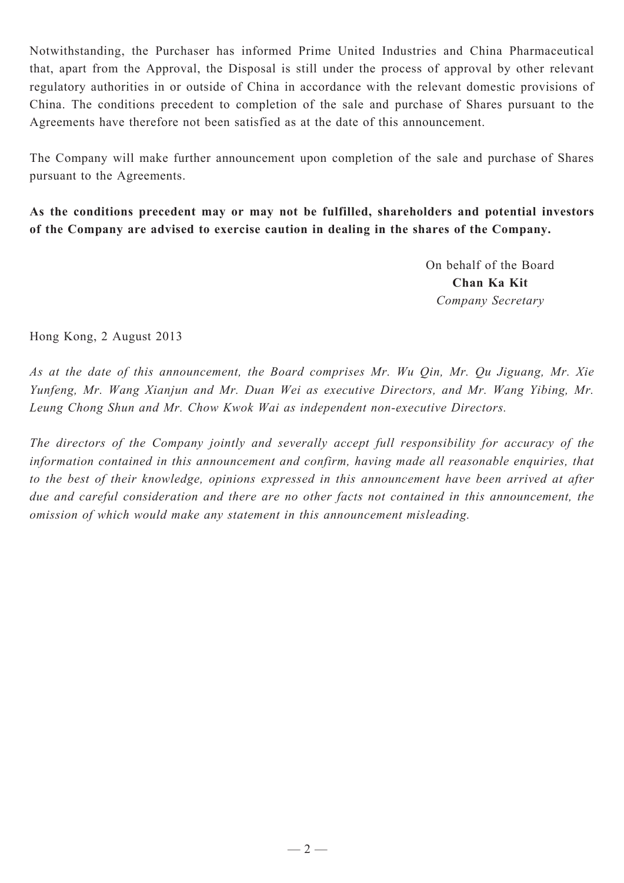Notwithstanding, the Purchaser has informed Prime United Industries and China Pharmaceutical that, apart from the Approval, the Disposal is still under the process of approval by other relevant regulatory authorities in or outside of China in accordance with the relevant domestic provisions of China. The conditions precedent to completion of the sale and purchase of Shares pursuant to the Agreements have therefore not been satisfied as at the date of this announcement.

The Company will make further announcement upon completion of the sale and purchase of Shares pursuant to the Agreements.

**As the conditions precedent may or may not be fulfilled, shareholders and potential investors of the Company are advised to exercise caution in dealing in the shares of the Company.**

On behalf of the Board
**Chan Ka Kit**
*Company Secretary*

Hong Kong, 2 August 2013

*As at the date of this announcement, the Board comprises Mr. Wu Qin, Mr. Qu Jiguang, Mr. Xie Yunfeng, Mr. Wang Xianjun and Mr. Duan Wei as executive Directors, and Mr. Wang Yibing, Mr. Leung Chong Shun and Mr. Chow Kwok Wai as independent non-executive Directors.*

*The directors of the Company jointly and severally accept full responsibility for accuracy of the information contained in this announcement and confirm, having made all reasonable enquiries, that to the best of their knowledge, opinions expressed in this announcement have been arrived at after due and careful consideration and there are no other facts not contained in this announcement, the omission of which would make any statement in this announcement misleading.*